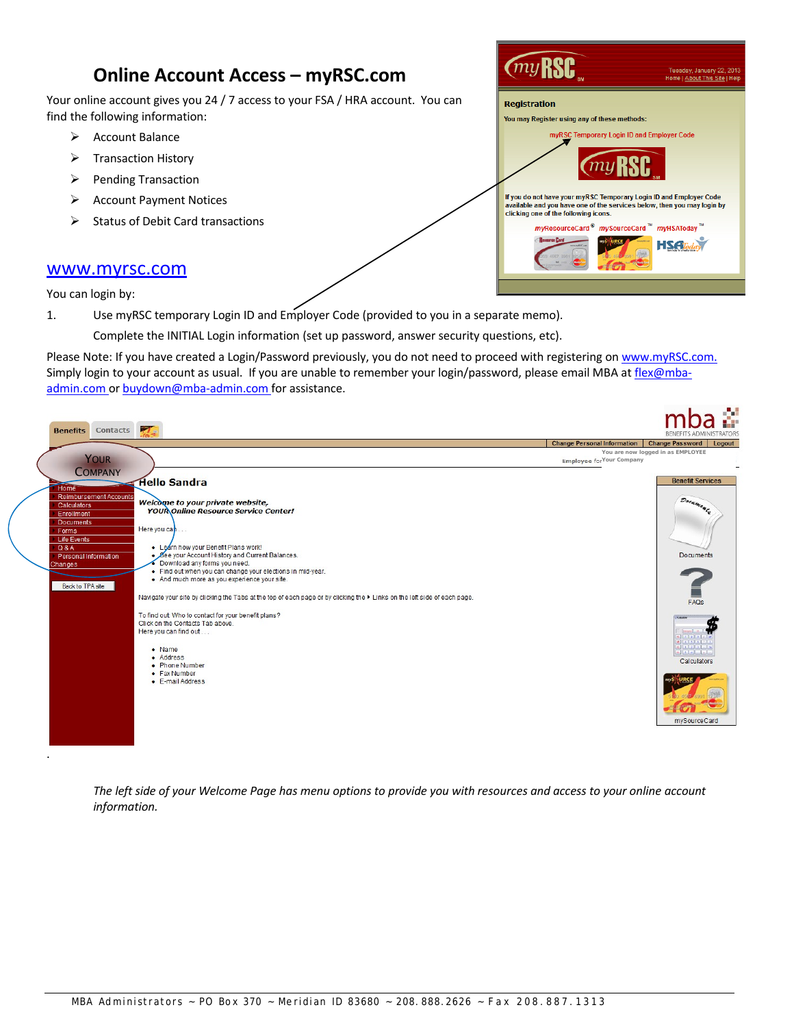# Online Account Access – myRSC.com

Your online account gives you 24 / 7 access to your FSA / HRA account. You can find the following information:

- Account Balance
- Transaction History
- Pending Transaction
- Account Payment Notices
- Status of Debit Card transactions

www.myrsc.com

You can login by:

1. Use myRSC temporary Login ID and Employer Code (provided to you in a separate memo).

   Complete the INITIAL Login information (set up password, answer security questions, etc).

Please Note: If you have created a Login/Password previously, you do not need to proceed with registering on www.myRSC.com. Simply login to your account as usual. If you are unable to remember your login/password, please email MBA at flex@mba-admin.com or buydown@mba-admin.com for assistance.

*The left side of your Welcome Page has menu options to provide you with resources and access to your online account information.*

MBA Administrators ~ PO Box 370 ~ Meridian ID 83680 ~ 208.888.2626 ~ Fax 208.887.1313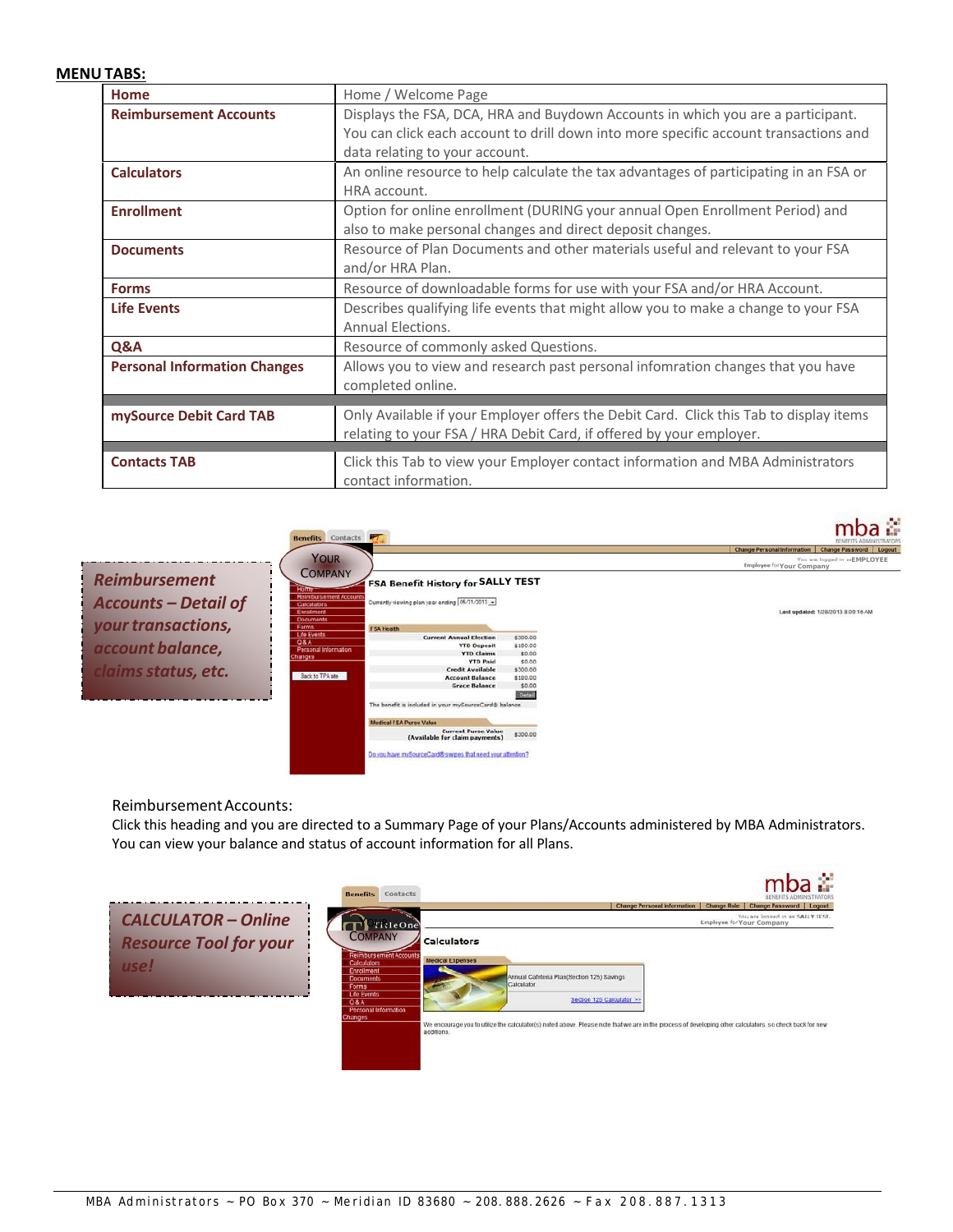**MENU TABS:**

| | |
|---|---|
| **Home** | Home / Welcome Page |
| **Reimbursement Accounts** | Displays the FSA, DCA, HRA and Buydown Accounts in which you are a participant. You can click each account to drill down into more specific account transactions and data relating to your account. |
| **Calculators** | An online resource to help calculate the tax advantages of participating in an FSA or HRA account. |
| **Enrollment** | Option for online enrollment (DURING your annual Open Enrollment Period) and also to make personal changes and direct deposit changes. |
| **Documents** | Resource of Plan Documents and other materials useful and relevant to your FSA and/or HRA Plan. |
| **Forms** | Resource of downloadable forms for use with your FSA and/or HRA Account. |
| **Life Events** | Describes qualifying life events that might allow you to make a change to your FSA Annual Elections. |
| **Q&A** | Resource of commonly asked Questions. |
| **Personal Information Changes** | Allows you to view and research past personal infomration changes that you have completed online. |
| **mySource Debit Card TAB** | Only Available if your Employer offers the Debit Card. Click this Tab to display items relating to your FSA / HRA Debit Card, if offered by your employer. |
| **Contacts TAB** | Click this Tab to view your Employer contact information and MBA Administrators contact information. |

***Reimbursement Accounts – Detail of your transactions, account balance, claims status, etc.***

Reimbursement Accounts:
Click this heading and you are directed to a Summary Page of your Plans/Accounts administered by MBA Administrators. You can view your balance and status of account information for all Plans.

***CALCULATOR – Online Resource Tool for your use!***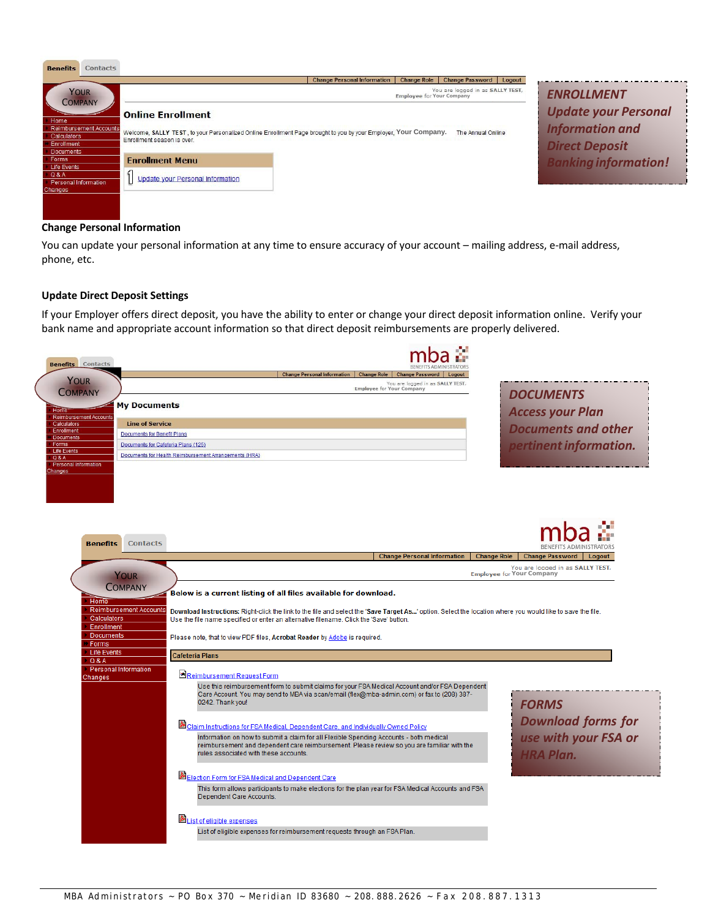**ENROLLMENT**
*Update your Personal Information and Direct Deposit Banking information!*

### Change Personal Information

You can update your personal information at any time to ensure accuracy of your account – mailing address, e-mail address, phone, etc.

### Update Direct Deposit Settings

If your Employer offers direct deposit, you have the ability to enter or change your direct deposit information online. Verify your bank name and appropriate account information so that direct deposit reimbursements are properly delivered.

**DOCUMENTS**
*Access your Plan Documents and other pertinent information.*

**FORMS**
*Download forms for use with your FSA or HRA Plan.*

MBA Administrators ~ PO Box 370 ~ Meridian ID 83680 ~ 208.888.2626 ~ Fax 208.887.1313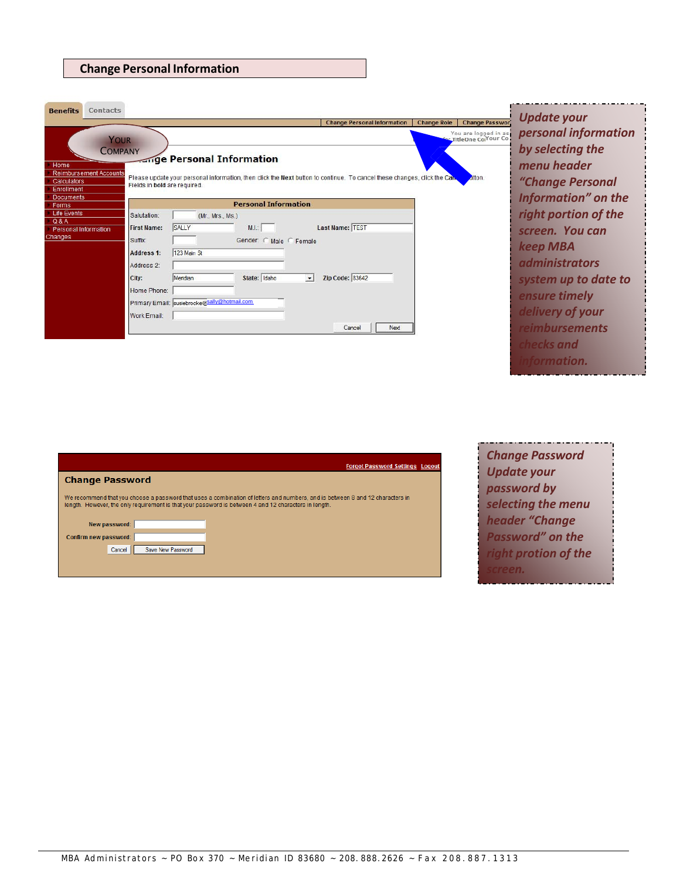## Change Personal Information

*Update your personal information by selecting the menu header "Change Personal Information" on the right portion of the screen. You can keep MBA administrators system up to date to ensure timely delivery of your reimbursements checks and information.*

*Change Password Update your password by selecting the menu header "Change Password" on the right protion of the screen.*